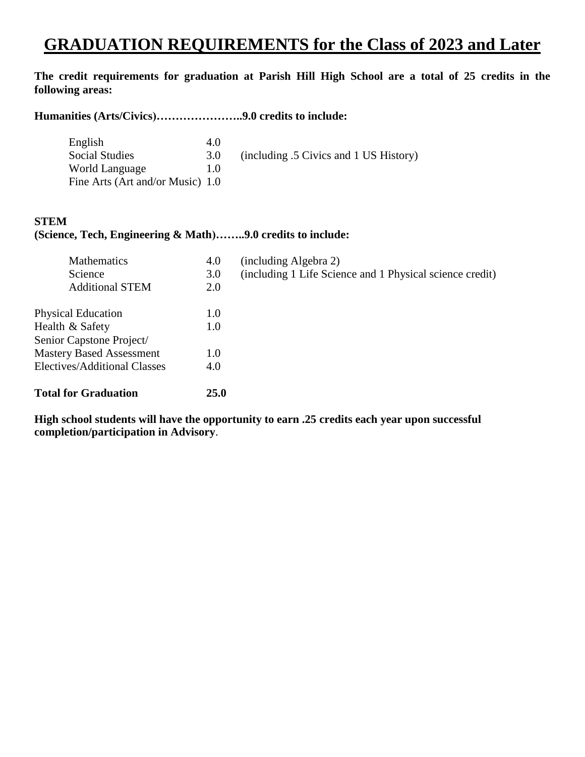# GRADUATION REQUIREMENTS for the Class of 2023 and Later

**The credit requirements for graduation at Parish Hill High School are a total of 25 credits in the following areas:**

**Humanities (Arts/Civics)…………………..9.0 credits to include:**

| Subject | Credits | Notes |
|---|---|---|
| English | 4.0 | |
| Social Studies | 3.0 | (including .5 Civics and 1 US History) |
| World Language | 1.0 | |
| Fine Arts (Art and/or Music) | 1.0 | |

**STEM**
**(Science, Tech, Engineering & Math)……..9.0 credits to include:**

| Subject | Credits | Notes |
|---|---|---|
| Mathematics | 4.0 | (including Algebra 2) |
| Science | 3.0 | (including 1 Life Science and 1 Physical science credit) |
| Additional STEM | 2.0 | |

| Subject | Credits |
|---|---|
| Physical Education | 1.0 |
| Health & Safety | 1.0 |
| Senior Capstone Project/ Mastery Based Assessment | 1.0 |
| Electives/Additional Classes | 4.0 |
| **Total for Graduation** | **25.0** |

**High school students will have the opportunity to earn .25 credits each year upon successful completion/participation in Advisory**.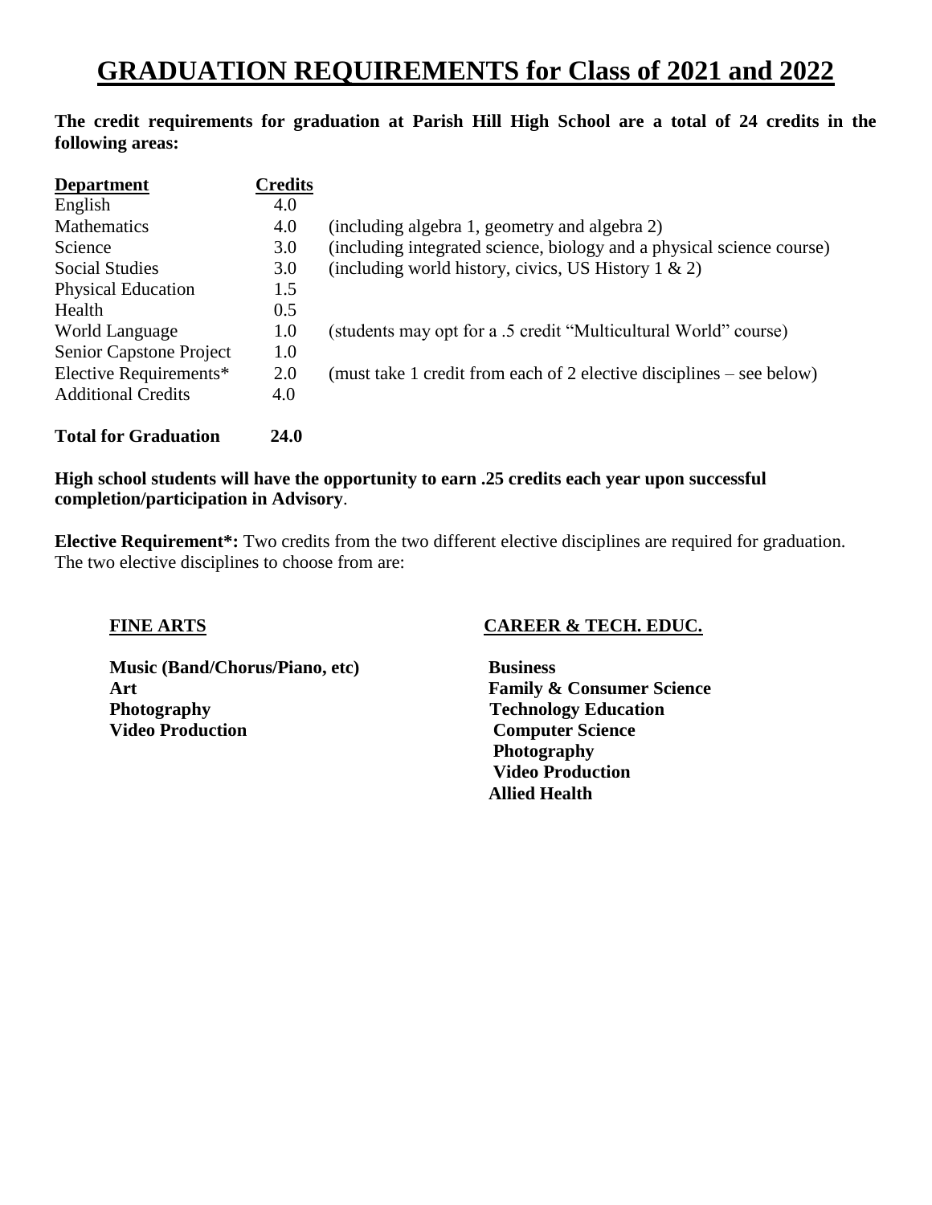# GRADUATION REQUIREMENTS for Class of 2021 and 2022

**The credit requirements for graduation at Parish Hill High School are a total of 24 credits in the following areas:**

| Department | Credits | |
|---|---|---|
| English | 4.0 | |
| Mathematics | 4.0 | (including algebra 1, geometry and algebra 2) |
| Science | 3.0 | (including integrated science, biology and a physical science course) |
| Social Studies | 3.0 | (including world history, civics, US History 1 & 2) |
| Physical Education | 1.5 | |
| Health | 0.5 | |
| World Language | 1.0 | (students may opt for a .5 credit "Multicultural World" course) |
| Senior Capstone Project | 1.0 | |
| Elective Requirements* | 2.0 | (must take 1 credit from each of 2 elective disciplines – see below) |
| Additional Credits | 4.0 | |
| **Total for Graduation** | **24.0** | |

**High school students will have the opportunity to earn .25 credits each year upon successful completion/participation in Advisory**.

**Elective Requirement*:** Two credits from the two different elective disciplines are required for graduation. The two elective disciplines to choose from are:

| FINE ARTS | CAREER & TECH. EDUC. |
|---|---|
| **Music (Band/Chorus/Piano, etc)** | **Business** |
| **Art** | **Family & Consumer Science** |
| **Photography** | **Technology Education** |
| **Video Production** | **Computer Science** |
| | **Photography** |
| | **Video Production** |
| | **Allied Health** |